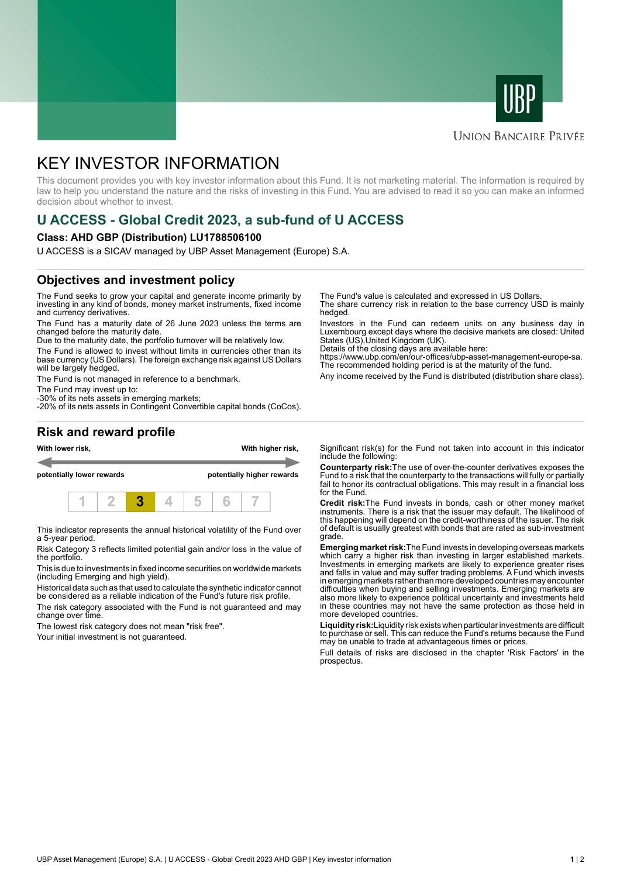UNION BANCAIRE PRIVÉE

# KEY INVESTOR INFORMATION

This document provides you with key investor information about this Fund. It is not marketing material. The information is required by law to help you understand the nature and the risks of investing in this Fund. You are advised to read it so you can make an informed decision about whether to invest.

## U ACCESS - Global Credit 2023, a sub-fund of U ACCESS

**Class: AHD GBP (Distribution) LU1788506100**

U ACCESS is a SICAV managed by UBP Asset Management (Europe) S.A.

## Objectives and investment policy

The Fund seeks to grow your capital and generate income primarily by investing in any kind of bonds, money market instruments, fixed income and currency derivatives.

The Fund has a maturity date of 26 June 2023 unless the terms are changed before the maturity date.

Due to the maturity date, the portfolio turnover will be relatively low.

The Fund is allowed to invest without limits in currencies other than its base currency (US Dollars). The foreign exchange risk against US Dollars will be largely hedged.

The Fund is not managed in reference to a benchmark.

The Fund may invest up to:
-30% of its nets assets in emerging markets;
-20% of its nets assets in Contingent Convertible capital bonds (CoCos).

The Fund's value is calculated and expressed in US Dollars.
The share currency risk in relation to the base currency USD is mainly hedged.

Investors in the Fund can redeem units on any business day in Luxembourg except days where the decisive markets are closed: United States (US),United Kingdom (UK).
Details of the closing days are available here:
https://www.ubp.com/en/our-offices/ubp-asset-management-europe-sa.
The recommended holding period is at the maturity of the fund.

Any income received by the Fund is distributed (distribution share class).

## Risk and reward profile

**With lower risk,** — **With higher risk,**

**potentially lower rewards** — **potentially higher rewards**

| 1 | 2 | **3** | 4 | 5 | 6 | 7 |
|---|---|---|---|---|---|---|

This indicator represents the annual historical volatility of the Fund over a 5-year period.

Risk Category 3 reflects limited potential gain and/or loss in the value of the portfolio.

This is due to investments in fixed income securities on worldwide markets (including Emerging and high yield).

Historical data such as that used to calculate the synthetic indicator cannot be considered as a reliable indication of the Fund's future risk profile.

The risk category associated with the Fund is not guaranteed and may change over time.

The lowest risk category does not mean "risk free".

Your initial investment is not guaranteed.

Significant risk(s) for the Fund not taken into account in this indicator include the following:

**Counterparty risk:** The use of over-the-counter derivatives exposes the Fund to a risk that the counterparty to the transactions will fully or partially fail to honor its contractual obligations. This may result in a financial loss for the Fund.

**Credit risk:** The Fund invests in bonds, cash or other money market instruments. There is a risk that the issuer may default. The likelihood of this happening will depend on the credit-worthiness of the issuer. The risk of default is usually greatest with bonds that are rated as sub-investment grade.

**Emerging market risk:** The Fund invests in developing overseas markets which carry a higher risk than investing in larger established markets. Investments in emerging markets are likely to experience greater rises and falls in value and may suffer trading problems. A Fund which invests in emerging markets rather than more developed countries may encounter difficulties when buying and selling investments. Emerging markets are also more likely to experience political uncertainty and investments held in these countries may not have the same protection as those held in more developed countries.

**Liquidity risk:** Liquidity risk exists when particular investments are difficult to purchase or sell. This can reduce the Fund's returns because the Fund may be unable to trade at advantageous times or prices.

Full details of risks are disclosed in the chapter 'Risk Factors' in the prospectus.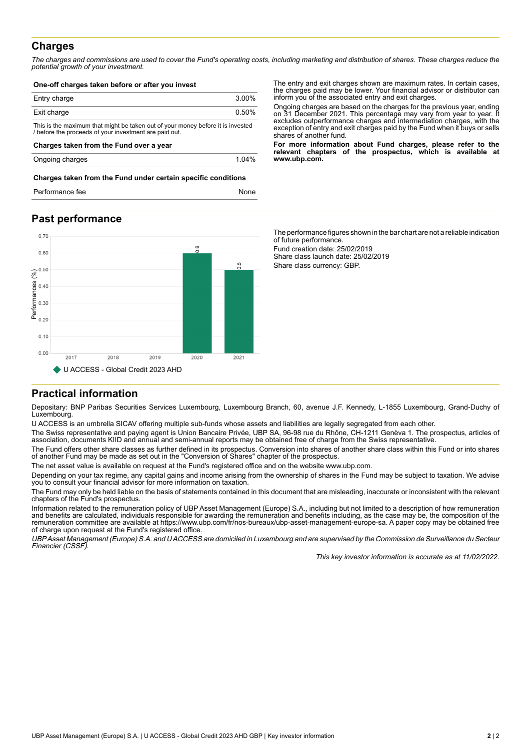## Charges

*The charges and commissions are used to cover the Fund's operating costs, including marketing and distribution of shares. These charges reduce the potential growth of your investment.*

| One-off charges taken before or after you invest | |
|---|---|
| Entry charge | 3.00% |
| Exit charge | 0.50% |

This is the maximum that might be taken out of your money before it is invested / before the proceeds of your investment are paid out.

| Charges taken from the Fund over a year | |
|---|---|
| Ongoing charges | 1.04% |

| Charges taken from the Fund under certain specific conditions | |
|---|---|
| Performance fee | None |

The entry and exit charges shown are maximum rates. In certain cases, the charges paid may be lower. Your financial advisor or distributor can inform you of the associated entry and exit charges.

Ongoing charges are based on the charges for the previous year, ending on 31 December 2021. This percentage may vary from year to year. It excludes outperformance charges and intermediation charges, with the exception of entry and exit charges paid by the Fund when it buys or sells shares of another fund.

**For more information about Fund charges, please refer to the relevant chapters of the prospectus, which is available at www.ubp.com.**

## Past performance

Performances (%)

0.70
0.60
0.50
0.40
0.30
0.20
0.10
0.00

2017 2018 2019 2020 2021

0.6
0.5

U ACCESS - Global Credit 2023 AHD

The performance figures shown in the bar chart are not a reliable indication of future performance.

Fund creation date: 25/02/2019

Share class launch date: 25/02/2019

Share class currency: GBP.

## Practical information

Depositary: BNP Paribas Securities Services Luxembourg, Luxembourg Branch, 60, avenue J.F. Kennedy, L-1855 Luxembourg, Grand-Duchy of Luxembourg.

U ACCESS is an umbrella SICAV offering multiple sub-funds whose assets and liabilities are legally segregated from each other.

The Swiss representative and paying agent is Union Bancaire Privée, UBP SA, 96-98 rue du Rhône, CH-1211 Genèva 1. The prospectus, articles of association, documents KIID and annual and semi-annual reports may be obtained free of charge from the Swiss representative.

The Fund offers other share classes as further defined in its prospectus. Conversion into shares of another share class within this Fund or into shares of another Fund may be made as set out in the "Conversion of Shares" chapter of the prospectus.

The net asset value is available on request at the Fund's registered office and on the website www.ubp.com.

Depending on your tax regime, any capital gains and income arising from the ownership of shares in the Fund may be subject to taxation. We advise you to consult your financial advisor for more information on taxation.

The Fund may only be held liable on the basis of statements contained in this document that are misleading, inaccurate or inconsistent with the relevant chapters of the Fund's prospectus.

Information related to the remuneration policy of UBP Asset Management (Europe) S.A., including but not limited to a description of how remuneration and benefits are calculated, individuals responsible for awarding the remuneration and benefits including, as the case may be, the composition of the remuneration committee are available at https://www.ubp.com/fr/nos-bureaux/ubp-asset-management-europe-sa. A paper copy may be obtained free of charge upon request at the Fund's registered office.

*UBP Asset Management (Europe) S.A. and U ACCESS are domiciled in Luxembourg and are supervised by the Commission de Surveillance du Secteur Financier (CSSF).*

*This key investor information is accurate as at 11/02/2022.*